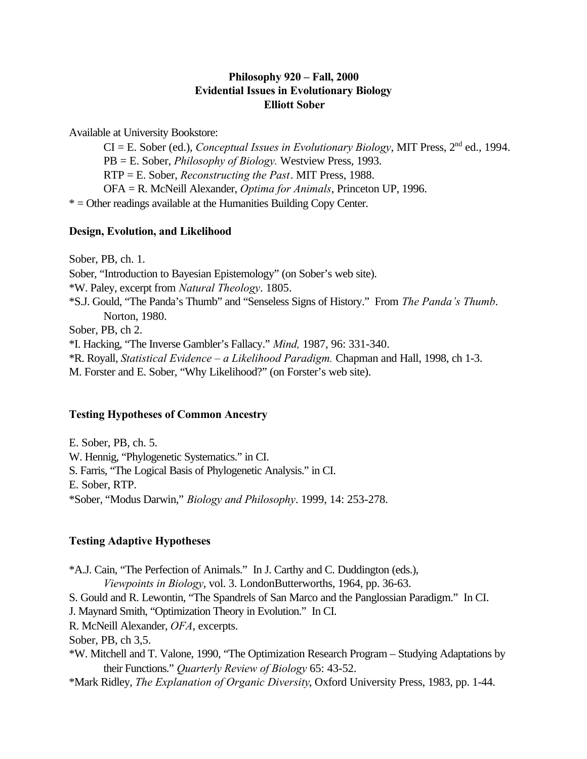**Philosophy 920 – Fall, 2000**
**Evidential Issues in Evolutionary Biology**
**Elliott Sober**

Available at University Bookstore:

CI = E. Sober (ed.), *Conceptual Issues in Evolutionary Biology*, MIT Press, 2nd ed., 1994.
PB = E. Sober, *Philosophy of Biology.* Westview Press, 1993.
RTP = E. Sober, *Reconstructing the Past*. MIT Press, 1988.
OFA = R. McNeill Alexander, *Optima for Animals*, Princeton UP, 1996.

* = Other readings available at the Humanities Building Copy Center.

### Design, Evolution, and Likelihood

Sober, PB, ch. 1.
Sober, "Introduction to Bayesian Epistemology" (on Sober's web site).
*W. Paley, excerpt from *Natural Theology*. 1805.
*S.J. Gould, "The Panda's Thumb" and "Senseless Signs of History." From *The Panda's Thumb*. Norton, 1980.
Sober, PB, ch 2.
*I. Hacking, "The Inverse Gambler's Fallacy." *Mind,* 1987, 96: 331-340.
*R. Royall, *Statistical Evidence – a Likelihood Paradigm.* Chapman and Hall, 1998, ch 1-3.
M. Forster and E. Sober, "Why Likelihood?" (on Forster's web site).

### Testing Hypotheses of Common Ancestry

E. Sober, PB, ch. 5.
W. Hennig, "Phylogenetic Systematics." in CI.
S. Farris, "The Logical Basis of Phylogenetic Analysis." in CI.
E. Sober, RTP.
*Sober, "Modus Darwin," *Biology and Philosophy*. 1999, 14: 253-278.

### Testing Adaptive Hypotheses

*A.J. Cain, "The Perfection of Animals." In J. Carthy and C. Duddington (eds.), *Viewpoints in Biology*, vol. 3. LondonButterworths, 1964, pp. 36-63.
S. Gould and R. Lewontin, "The Spandrels of San Marco and the Panglossian Paradigm." In CI.
J. Maynard Smith, "Optimization Theory in Evolution." In CI.
R. McNeill Alexander, *OFA*, excerpts.
Sober, PB, ch 3,5.
*W. Mitchell and T. Valone, 1990, "The Optimization Research Program – Studying Adaptations by their Functions." *Quarterly Review of Biology* 65: 43-52.
*Mark Ridley, *The Explanation of Organic Diversity,* Oxford University Press, 1983, pp. 1-44.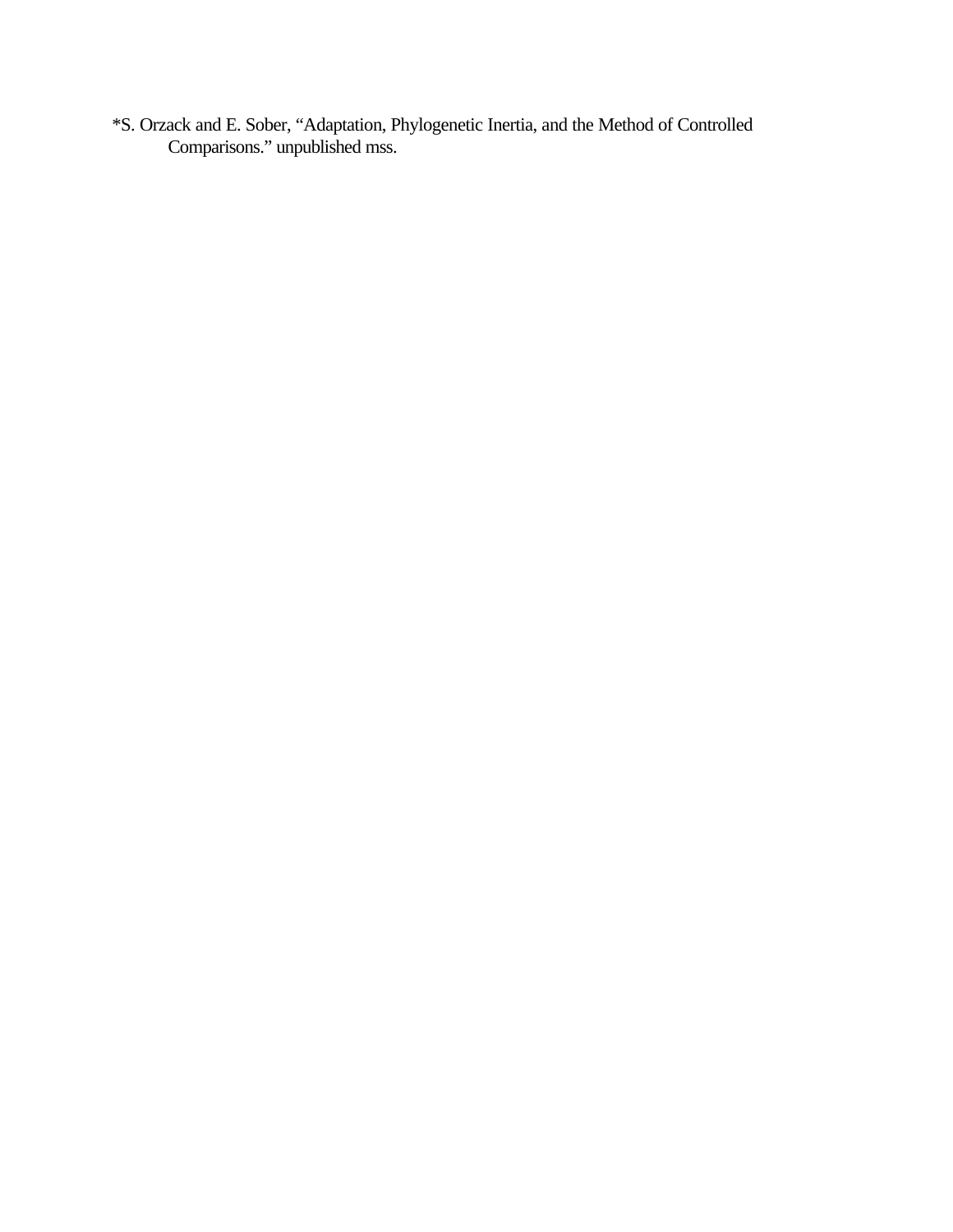*S. Orzack and E. Sober, “Adaptation, Phylogenetic Inertia, and the Method of Controlled Comparisons.” unpublished mss.